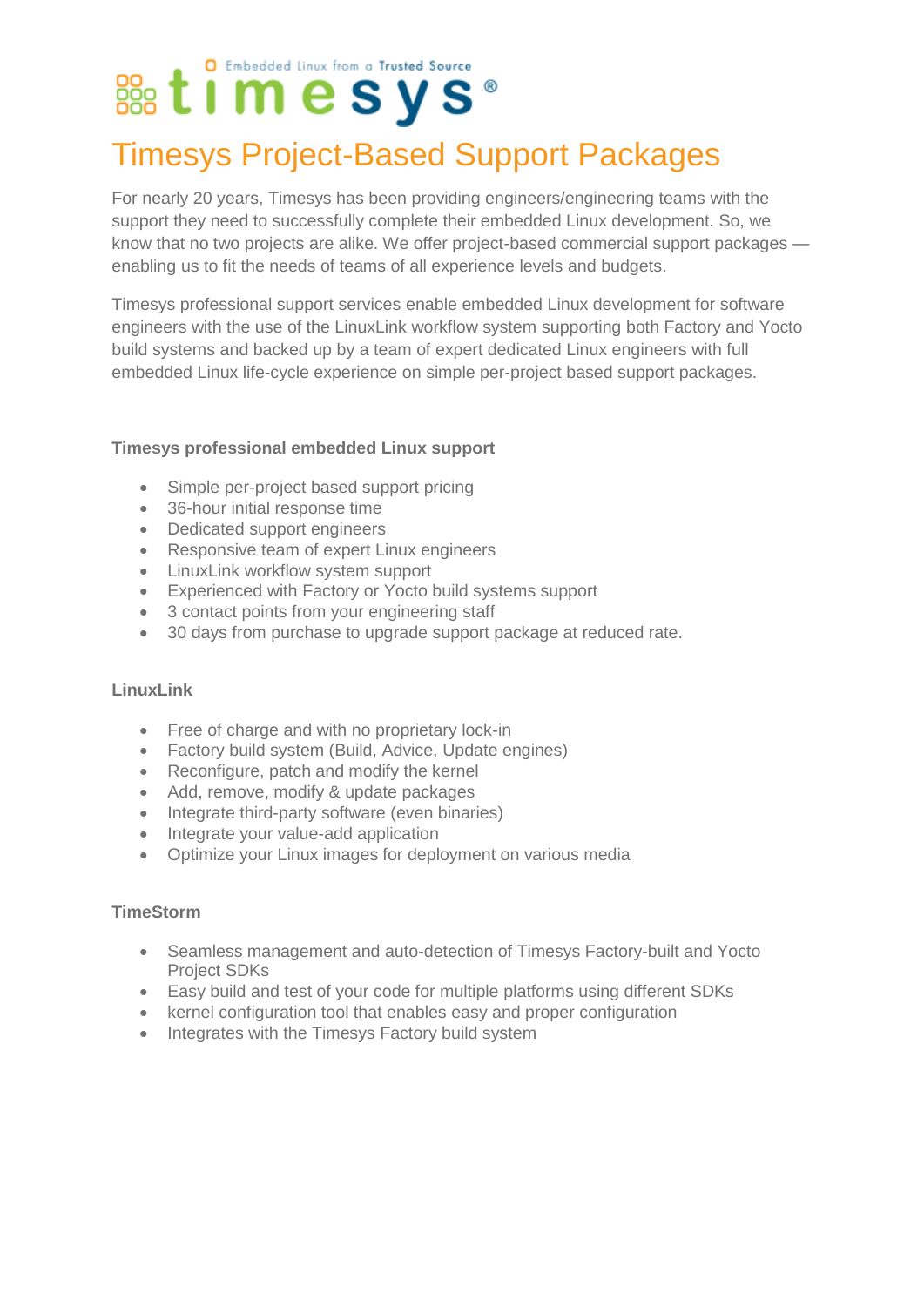timesys® — Embedded Linux from a Trusted Source

# Timesys Project-Based Support Packages

For nearly 20 years, Timesys has been providing engineers/engineering teams with the support they need to successfully complete their embedded Linux development. So, we know that no two projects are alike. We offer project-based commercial support packages — enabling us to fit the needs of teams of all experience levels and budgets.

Timesys professional support services enable embedded Linux development for software engineers with the use of the LinuxLink workflow system supporting both Factory and Yocto build systems and backed up by a team of expert dedicated Linux engineers with full embedded Linux life-cycle experience on simple per-project based support packages.

### Timesys professional embedded Linux support

- Simple per-project based support pricing
- 36-hour initial response time
- Dedicated support engineers
- Responsive team of expert Linux engineers
- LinuxLink workflow system support
- Experienced with Factory or Yocto build systems support
- 3 contact points from your engineering staff
- 30 days from purchase to upgrade support package at reduced rate.

### LinuxLink

- Free of charge and with no proprietary lock-in
- Factory build system (Build, Advice, Update engines)
- Reconfigure, patch and modify the kernel
- Add, remove, modify & update packages
- Integrate third-party software (even binaries)
- Integrate your value-add application
- Optimize your Linux images for deployment on various media

### TimeStorm

- Seamless management and auto-detection of Timesys Factory-built and Yocto Project SDKs
- Easy build and test of your code for multiple platforms using different SDKs
- kernel configuration tool that enables easy and proper configuration
- Integrates with the Timesys Factory build system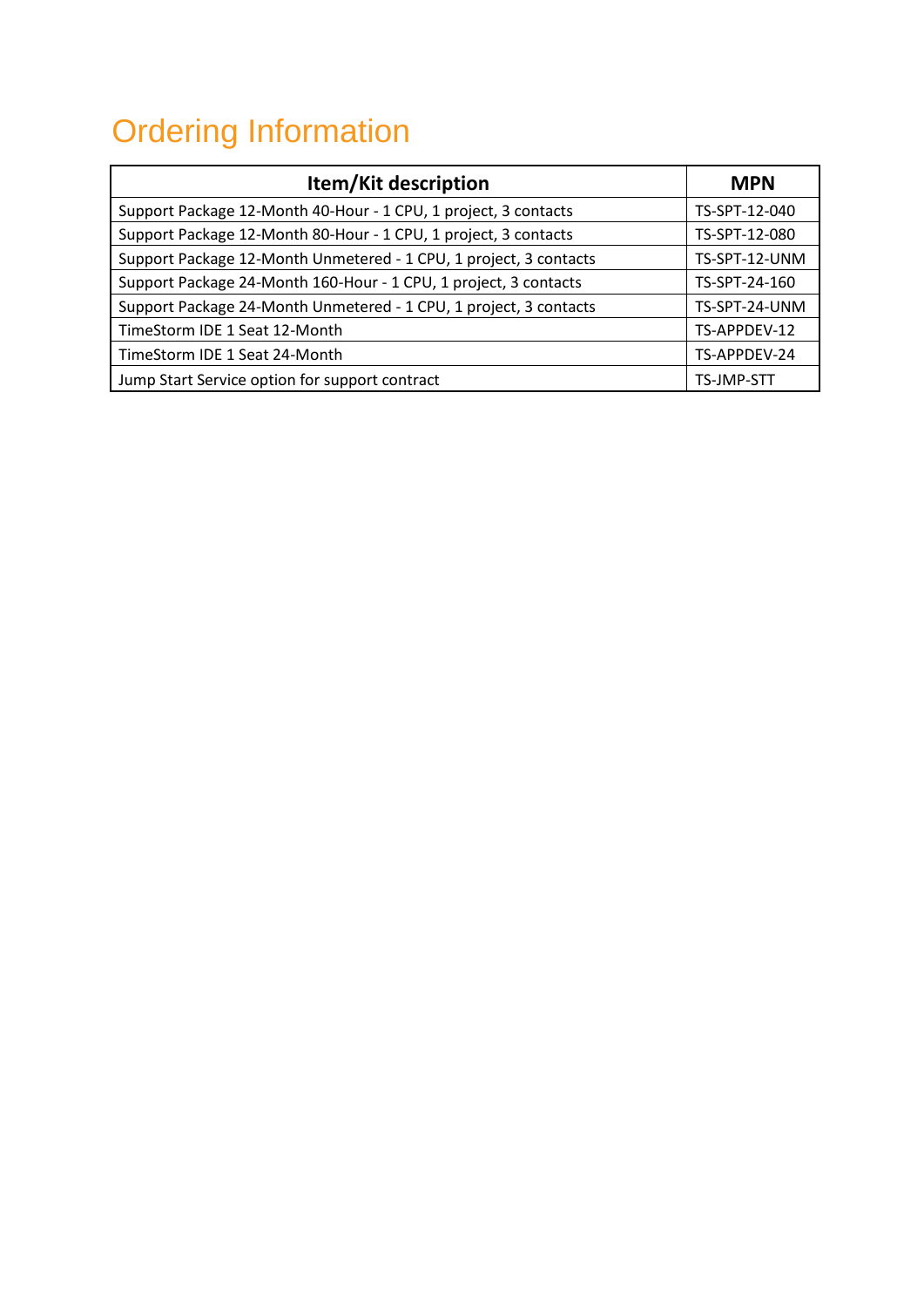# Ordering Information

| Item/Kit description | MPN |
|---|---|
| Support Package 12-Month 40-Hour - 1 CPU, 1 project, 3 contacts | TS-SPT-12-040 |
| Support Package 12-Month 80-Hour - 1 CPU, 1 project, 3 contacts | TS-SPT-12-080 |
| Support Package 12-Month Unmetered - 1 CPU, 1 project, 3 contacts | TS-SPT-12-UNM |
| Support Package 24-Month 160-Hour - 1 CPU, 1 project, 3 contacts | TS-SPT-24-160 |
| Support Package 24-Month Unmetered - 1 CPU, 1 project, 3 contacts | TS-SPT-24-UNM |
| TimeStorm IDE 1 Seat 12-Month | TS-APPDEV-12 |
| TimeStorm IDE 1 Seat 24-Month | TS-APPDEV-24 |
| Jump Start Service option for support contract | TS-JMP-STT |